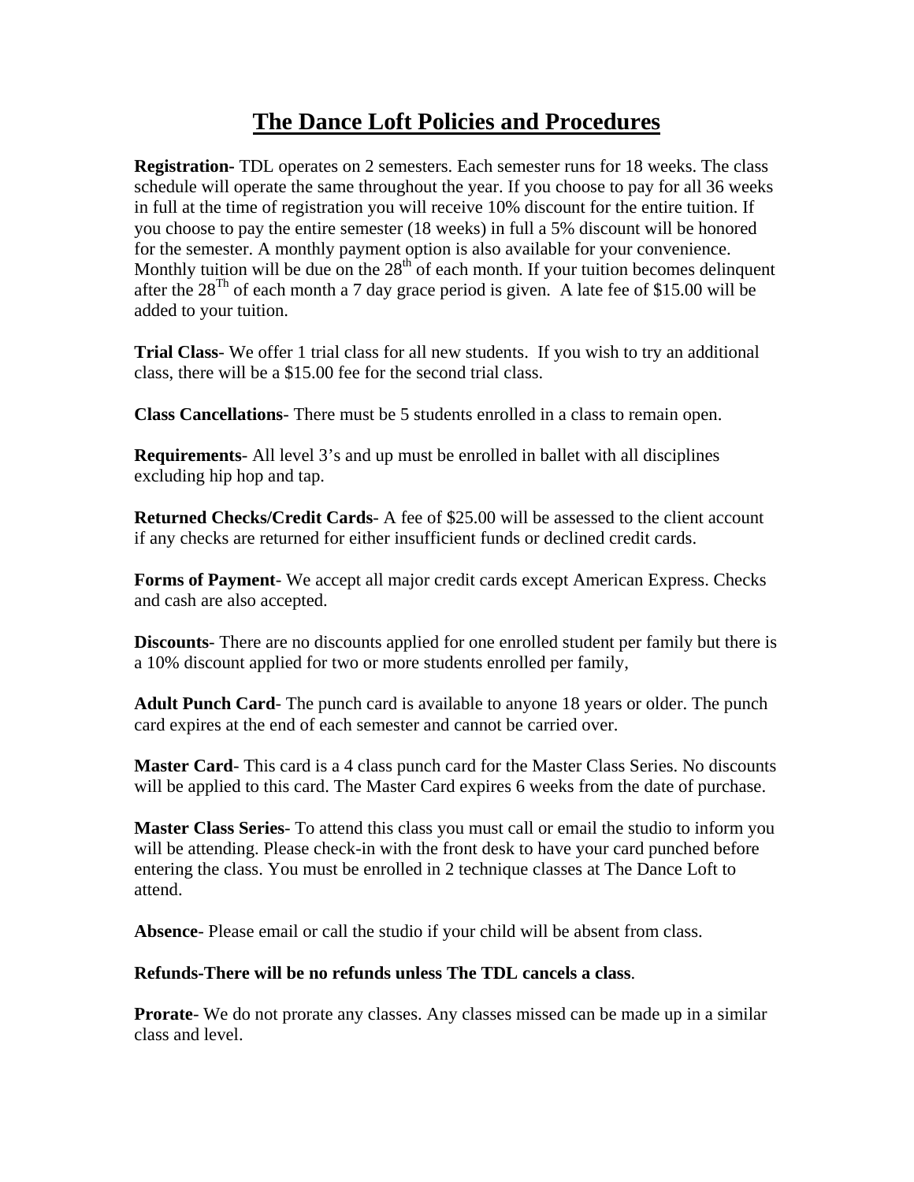# The Dance Loft Policies and Procedures

**Registration-** TDL operates on 2 semesters. Each semester runs for 18 weeks. The class schedule will operate the same throughout the year. If you choose to pay for all 36 weeks in full at the time of registration you will receive 10% discount for the entire tuition. If you choose to pay the entire semester (18 weeks) in full a 5% discount will be honored for the semester. A monthly payment option is also available for your convenience. Monthly tuition will be due on the 28th of each month. If your tuition becomes delinquent after the 28Th of each month a 7 day grace period is given. A late fee of $15.00 will be added to your tuition.

**Trial Class**- We offer 1 trial class for all new students. If you wish to try an additional class, there will be a $15.00 fee for the second trial class.

**Class Cancellations**- There must be 5 students enrolled in a class to remain open.

**Requirements**- All level 3's and up must be enrolled in ballet with all disciplines excluding hip hop and tap.

**Returned Checks/Credit Cards**- A fee of $25.00 will be assessed to the client account if any checks are returned for either insufficient funds or declined credit cards.

**Forms of Payment**- We accept all major credit cards except American Express. Checks and cash are also accepted.

**Discounts**- There are no discounts applied for one enrolled student per family but there is a 10% discount applied for two or more students enrolled per family,

**Adult Punch Card**- The punch card is available to anyone 18 years or older. The punch card expires at the end of each semester and cannot be carried over.

**Master Card**- This card is a 4 class punch card for the Master Class Series. No discounts will be applied to this card. The Master Card expires 6 weeks from the date of purchase.

**Master Class Series**- To attend this class you must call or email the studio to inform you will be attending. Please check-in with the front desk to have your card punched before entering the class. You must be enrolled in 2 technique classes at The Dance Loft to attend.

**Absence**- Please email or call the studio if your child will be absent from class.

**Refunds-There will be no refunds unless The TDL cancels a class**.

**Prorate**- We do not prorate any classes. Any classes missed can be made up in a similar class and level.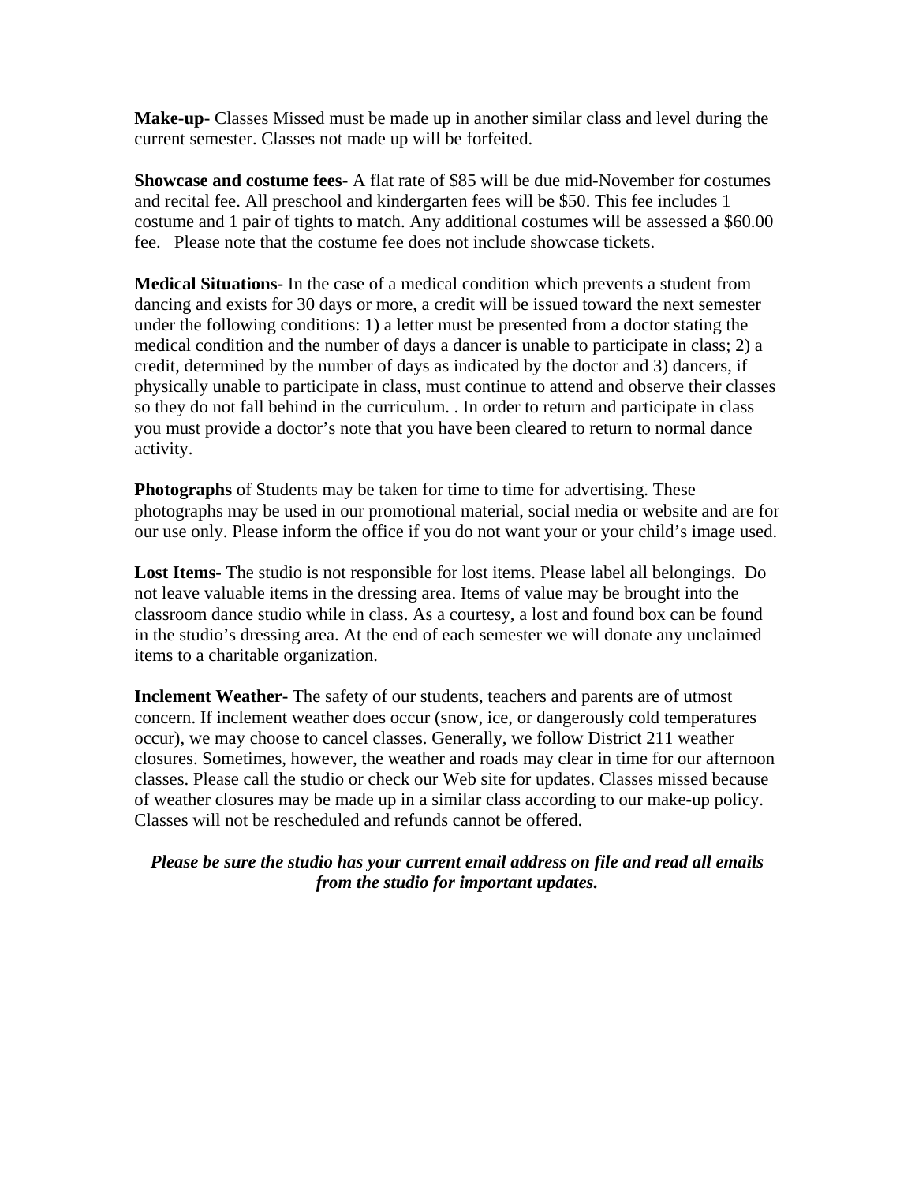**Make-up**- Classes Missed must be made up in another similar class and level during the current semester. Classes not made up will be forfeited.

**Showcase and costume fees**- A flat rate of $85 will be due mid-November for costumes and recital fee. All preschool and kindergarten fees will be $50. This fee includes 1 costume and 1 pair of tights to match. Any additional costumes will be assessed a $60.00 fee. Please note that the costume fee does not include showcase tickets.

**Medical Situations-** In the case of a medical condition which prevents a student from dancing and exists for 30 days or more, a credit will be issued toward the next semester under the following conditions: 1) a letter must be presented from a doctor stating the medical condition and the number of days a dancer is unable to participate in class; 2) a credit, determined by the number of days as indicated by the doctor and 3) dancers, if physically unable to participate in class, must continue to attend and observe their classes so they do not fall behind in the curriculum. . In order to return and participate in class you must provide a doctor's note that you have been cleared to return to normal dance activity.

**Photographs** of Students may be taken for time to time for advertising. These photographs may be used in our promotional material, social media or website and are for our use only. Please inform the office if you do not want your or your child's image used.

**Lost Items-** The studio is not responsible for lost items. Please label all belongings. Do not leave valuable items in the dressing area. Items of value may be brought into the classroom dance studio while in class. As a courtesy, a lost and found box can be found in the studio's dressing area. At the end of each semester we will donate any unclaimed items to a charitable organization.

**Inclement Weather-** The safety of our students, teachers and parents are of utmost concern. If inclement weather does occur (snow, ice, or dangerously cold temperatures occur), we may choose to cancel classes. Generally, we follow District 211 weather closures. Sometimes, however, the weather and roads may clear in time for our afternoon classes. Please call the studio or check our Web site for updates. Classes missed because of weather closures may be made up in a similar class according to our make-up policy. Classes will not be rescheduled and refunds cannot be offered.

***Please be sure the studio has your current email address on file and read all emails from the studio for important updates.***